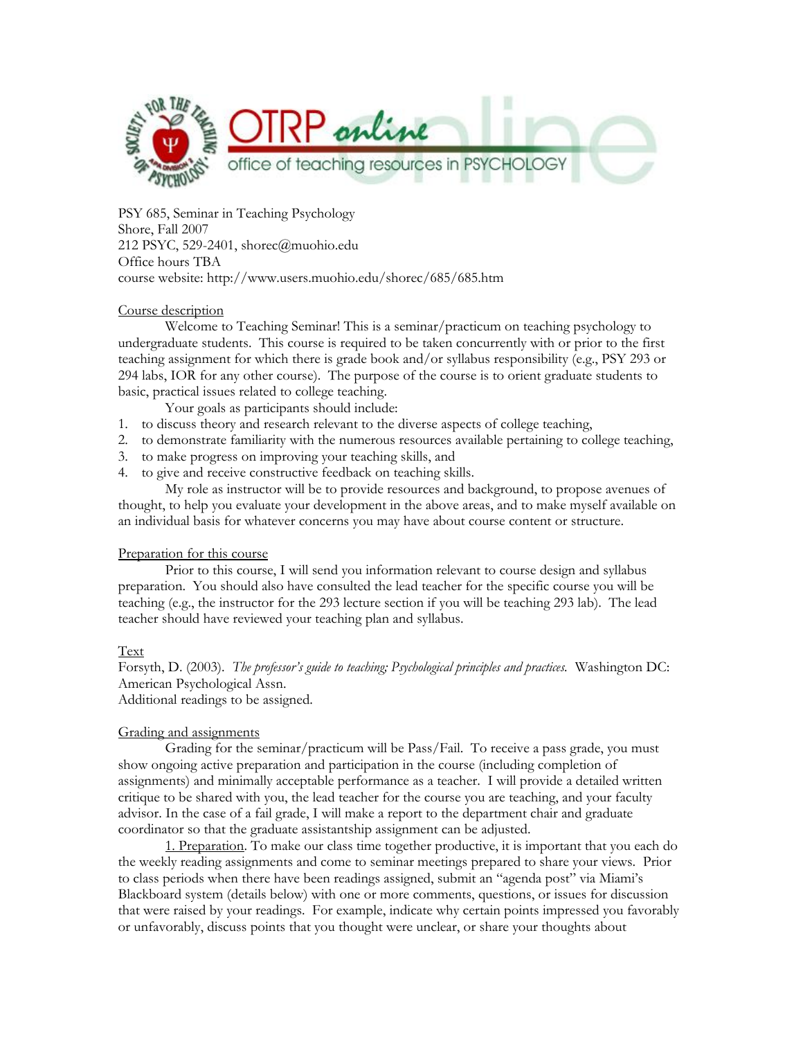PSY 685, Seminar in Teaching Psychology
Shore, Fall 2007
212 PSYC, 529-2401, shorec@muohio.edu
Office hours TBA
course website: http://www.users.muohio.edu/shorec/685/685.htm

## Course description

Welcome to Teaching Seminar! This is a seminar/practicum on teaching psychology to undergraduate students. This course is required to be taken concurrently with or prior to the first teaching assignment for which there is grade book and/or syllabus responsibility (e.g., PSY 293 or 294 labs, IOR for any other course). The purpose of the course is to orient graduate students to basic, practical issues related to college teaching.

Your goals as participants should include:

1. to discuss theory and research relevant to the diverse aspects of college teaching,
2. to demonstrate familiarity with the numerous resources available pertaining to college teaching,
3. to make progress on improving your teaching skills, and
4. to give and receive constructive feedback on teaching skills.

My role as instructor will be to provide resources and background, to propose avenues of thought, to help you evaluate your development in the above areas, and to make myself available on an individual basis for whatever concerns you may have about course content or structure.

## Preparation for this course

Prior to this course, I will send you information relevant to course design and syllabus preparation. You should also have consulted the lead teacher for the specific course you will be teaching (e.g., the instructor for the 293 lecture section if you will be teaching 293 lab). The lead teacher should have reviewed your teaching plan and syllabus.

## Text

Forsyth, D. (2003). *The professor's guide to teaching; Psychological principles and practices.* Washington DC: American Psychological Assn.
Additional readings to be assigned.

## Grading and assignments

Grading for the seminar/practicum will be Pass/Fail. To receive a pass grade, you must show ongoing active preparation and participation in the course (including completion of assignments) and minimally acceptable performance as a teacher. I will provide a detailed written critique to be shared with you, the lead teacher for the course you are teaching, and your faculty advisor. In the case of a fail grade, I will make a report to the department chair and graduate coordinator so that the graduate assistantship assignment can be adjusted.

1. Preparation. To make our class time together productive, it is important that you each do the weekly reading assignments and come to seminar meetings prepared to share your views. Prior to class periods when there have been readings assigned, submit an "agenda post" via Miami's Blackboard system (details below) with one or more comments, questions, or issues for discussion that were raised by your readings. For example, indicate why certain points impressed you favorably or unfavorably, discuss points that you thought were unclear, or share your thoughts about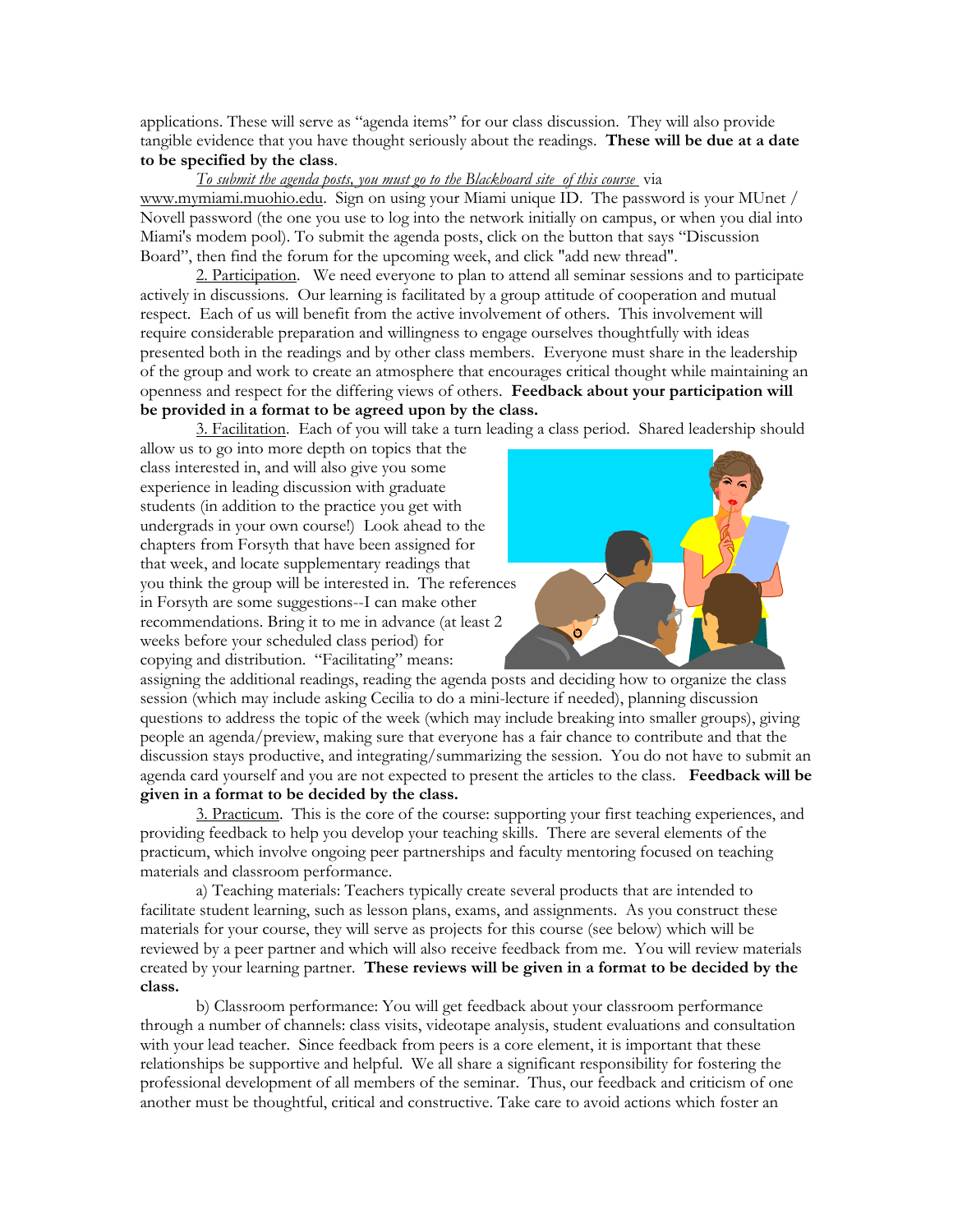applications. These will serve as "agenda items" for our class discussion. They will also provide tangible evidence that you have thought seriously about the readings. **These will be due at a date to be specified by the class**.

*To submit the agenda posts, you must go to the Blackboard site of this course* via www.mymiami.muohio.edu. Sign on using your Miami unique ID. The password is your MUnet / Novell password (the one you use to log into the network initially on campus, or when you dial into Miami's modem pool). To submit the agenda posts, click on the button that says "Discussion Board", then find the forum for the upcoming week, and click "add new thread".

2. Participation. We need everyone to plan to attend all seminar sessions and to participate actively in discussions. Our learning is facilitated by a group attitude of cooperation and mutual respect. Each of us will benefit from the active involvement of others. This involvement will require considerable preparation and willingness to engage ourselves thoughtfully with ideas presented both in the readings and by other class members. Everyone must share in the leadership of the group and work to create an atmosphere that encourages critical thought while maintaining an openness and respect for the differing views of others. **Feedback about your participation will be provided in a format to be agreed upon by the class.**

3. Facilitation. Each of you will take a turn leading a class period. Shared leadership should allow us to go into more depth on topics that the class interested in, and will also give you some experience in leading discussion with graduate students (in addition to the practice you get with undergrads in your own course!) Look ahead to the chapters from Forsyth that have been assigned for that week, and locate supplementary readings that you think the group will be interested in. The references in Forsyth are some suggestions--I can make other recommendations. Bring it to me in advance (at least 2 weeks before your scheduled class period) for copying and distribution. "Facilitating" means: assigning the additional readings, reading the agenda posts and deciding how to organize the class session (which may include asking Cecilia to do a mini-lecture if needed), planning discussion questions to address the topic of the week (which may include breaking into smaller groups), giving people an agenda/preview, making sure that everyone has a fair chance to contribute and that the discussion stays productive, and integrating/summarizing the session. You do not have to submit an agenda card yourself and you are not expected to present the articles to the class. **Feedback will be given in a format to be decided by the class.**

3. Practicum. This is the core of the course: supporting your first teaching experiences, and providing feedback to help you develop your teaching skills. There are several elements of the practicum, which involve ongoing peer partnerships and faculty mentoring focused on teaching materials and classroom performance.

a) Teaching materials: Teachers typically create several products that are intended to facilitate student learning, such as lesson plans, exams, and assignments. As you construct these materials for your course, they will serve as projects for this course (see below) which will be reviewed by a peer partner and which will also receive feedback from me. You will review materials created by your learning partner. **These reviews will be given in a format to be decided by the class.**

b) Classroom performance: You will get feedback about your classroom performance through a number of channels: class visits, videotape analysis, student evaluations and consultation with your lead teacher. Since feedback from peers is a core element, it is important that these relationships be supportive and helpful. We all share a significant responsibility for fostering the professional development of all members of the seminar. Thus, our feedback and criticism of one another must be thoughtful, critical and constructive. Take care to avoid actions which foster an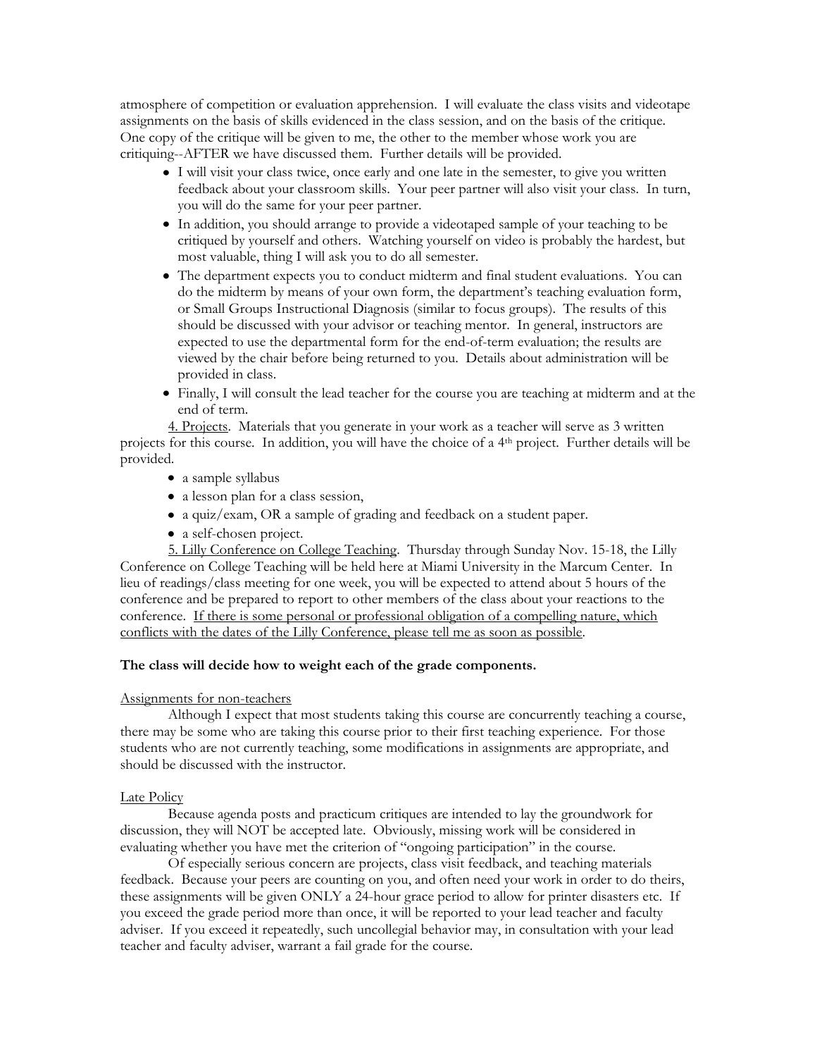atmosphere of competition or evaluation apprehension. I will evaluate the class visits and videotape assignments on the basis of skills evidenced in the class session, and on the basis of the critique. One copy of the critique will be given to me, the other to the member whose work you are critiquing--AFTER we have discussed them. Further details will be provided.

- I will visit your class twice, once early and one late in the semester, to give you written feedback about your classroom skills. Your peer partner will also visit your class. In turn, you will do the same for your peer partner.
- In addition, you should arrange to provide a videotaped sample of your teaching to be critiqued by yourself and others. Watching yourself on video is probably the hardest, but most valuable, thing I will ask you to do all semester.
- The department expects you to conduct midterm and final student evaluations. You can do the midterm by means of your own form, the department's teaching evaluation form, or Small Groups Instructional Diagnosis (similar to focus groups). The results of this should be discussed with your advisor or teaching mentor. In general, instructors are expected to use the departmental form for the end-of-term evaluation; the results are viewed by the chair before being returned to you. Details about administration will be provided in class.
- Finally, I will consult the lead teacher for the course you are teaching at midterm and at the end of term.

<u>4. Projects</u>. Materials that you generate in your work as a teacher will serve as 3 written projects for this course. In addition, you will have the choice of a 4th project. Further details will be provided.

- a sample syllabus
- a lesson plan for a class session,
- a quiz/exam, OR a sample of grading and feedback on a student paper.
- a self-chosen project.

<u>5. Lilly Conference on College Teaching</u>. Thursday through Sunday Nov. 15-18, the Lilly Conference on College Teaching will be held here at Miami University in the Marcum Center. In lieu of readings/class meeting for one week, you will be expected to attend about 5 hours of the conference and be prepared to report to other members of the class about your reactions to the conference. <u>If there is some personal or professional obligation of a compelling nature, which conflicts with the dates of the Lilly Conference, please tell me as soon as possible</u>.

**The class will decide how to weight each of the grade components.**

<u>Assignments for non-teachers</u>

Although I expect that most students taking this course are concurrently teaching a course, there may be some who are taking this course prior to their first teaching experience. For those students who are not currently teaching, some modifications in assignments are appropriate, and should be discussed with the instructor.

<u>Late Policy</u>

Because agenda posts and practicum critiques are intended to lay the groundwork for discussion, they will NOT be accepted late. Obviously, missing work will be considered in evaluating whether you have met the criterion of "ongoing participation" in the course.

Of especially serious concern are projects, class visit feedback, and teaching materials feedback. Because your peers are counting on you, and often need your work in order to do theirs, these assignments will be given ONLY a 24-hour grace period to allow for printer disasters etc. If you exceed the grade period more than once, it will be reported to your lead teacher and faculty adviser. If you exceed it repeatedly, such uncollegial behavior may, in consultation with your lead teacher and faculty adviser, warrant a fail grade for the course.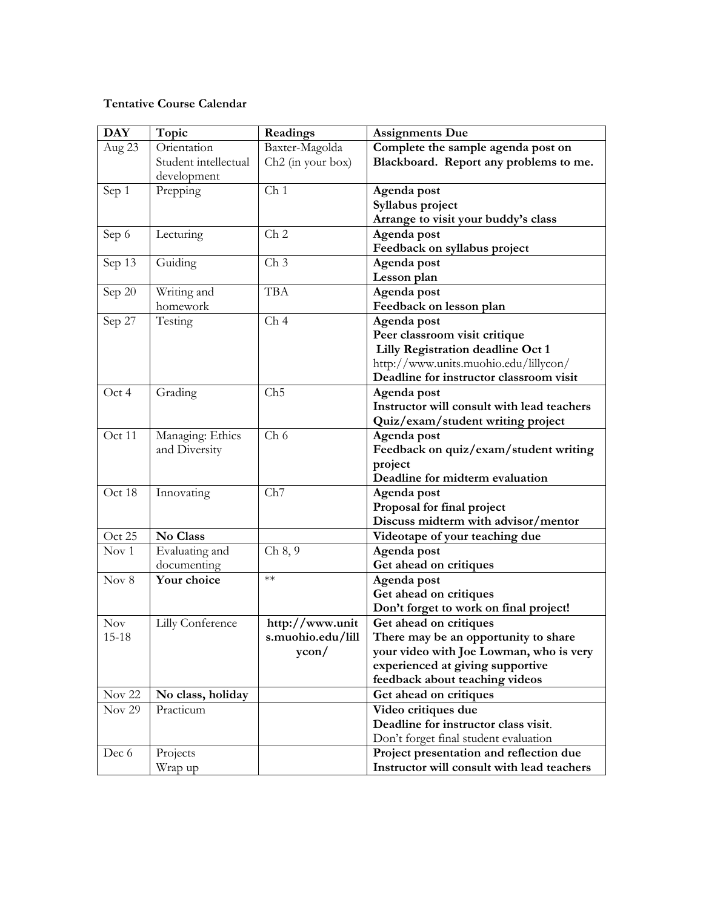**Tentative Course Calendar**

| DAY | Topic | Readings | Assignments Due |
|---|---|---|---|
| Aug 23 | Orientation<br>Student intellectual development | Baxter-Magolda Ch2 (in your box) | **Complete the sample agenda post on Blackboard. Report any problems to me.** |
| Sep 1 | Prepping | Ch 1 | **Agenda post**<br>**Syllabus project**<br>**Arrange to visit your buddy's class** |
| Sep 6 | Lecturing | Ch 2 | **Agenda post**<br>**Feedback on syllabus project** |
| Sep 13 | Guiding | Ch 3 | **Agenda post**<br>**Lesson plan** |
| Sep 20 | Writing and homework | TBA | **Agenda post**<br>**Feedback on lesson plan** |
| Sep 27 | Testing | Ch 4 | **Agenda post**<br>**Peer classroom visit critique**<br>**Lilly Registration deadline Oct 1**<br>http://www.units.muohio.edu/lillycon/<br>**Deadline for instructor classroom visit** |
| Oct 4 | Grading | Ch5 | **Agenda post**<br>**Instructor will consult with lead teachers**<br>**Quiz/exam/student writing project** |
| Oct 11 | Managing: Ethics and Diversity | Ch 6 | **Agenda post**<br>**Feedback on quiz/exam/student writing project**<br>**Deadline for midterm evaluation** |
| Oct 18 | Innovating | Ch7 | **Agenda post**<br>**Proposal for final project**<br>**Discuss midterm with advisor/mentor** |
| Oct 25 | **No Class** | | **Videotape of your teaching due** |
| Nov 1 | Evaluating and documenting | Ch 8, 9 | **Agenda post**<br>**Get ahead on critiques** |
| Nov 8 | **Your choice** | ** | **Agenda post**<br>**Get ahead on critiques**<br>**Don't forget to work on final project!** |
| Nov 15-18 | Lilly Conference | **http://www.units.muohio.edu/lillycon/** | **Get ahead on critiques**<br>**There may be an opportunity to share your video with Joe Lowman, who is very experienced at giving supportive feedback about teaching videos** |
| Nov 22 | **No class, holiday** | | **Get ahead on critiques** |
| Nov 29 | Practicum | | **Video critiques due**<br>**Deadline for instructor class visit**.<br>Don't forget final student evaluation |
| Dec 6 | Projects<br>Wrap up | | **Project presentation and reflection due**<br>**Instructor will consult with lead teachers** |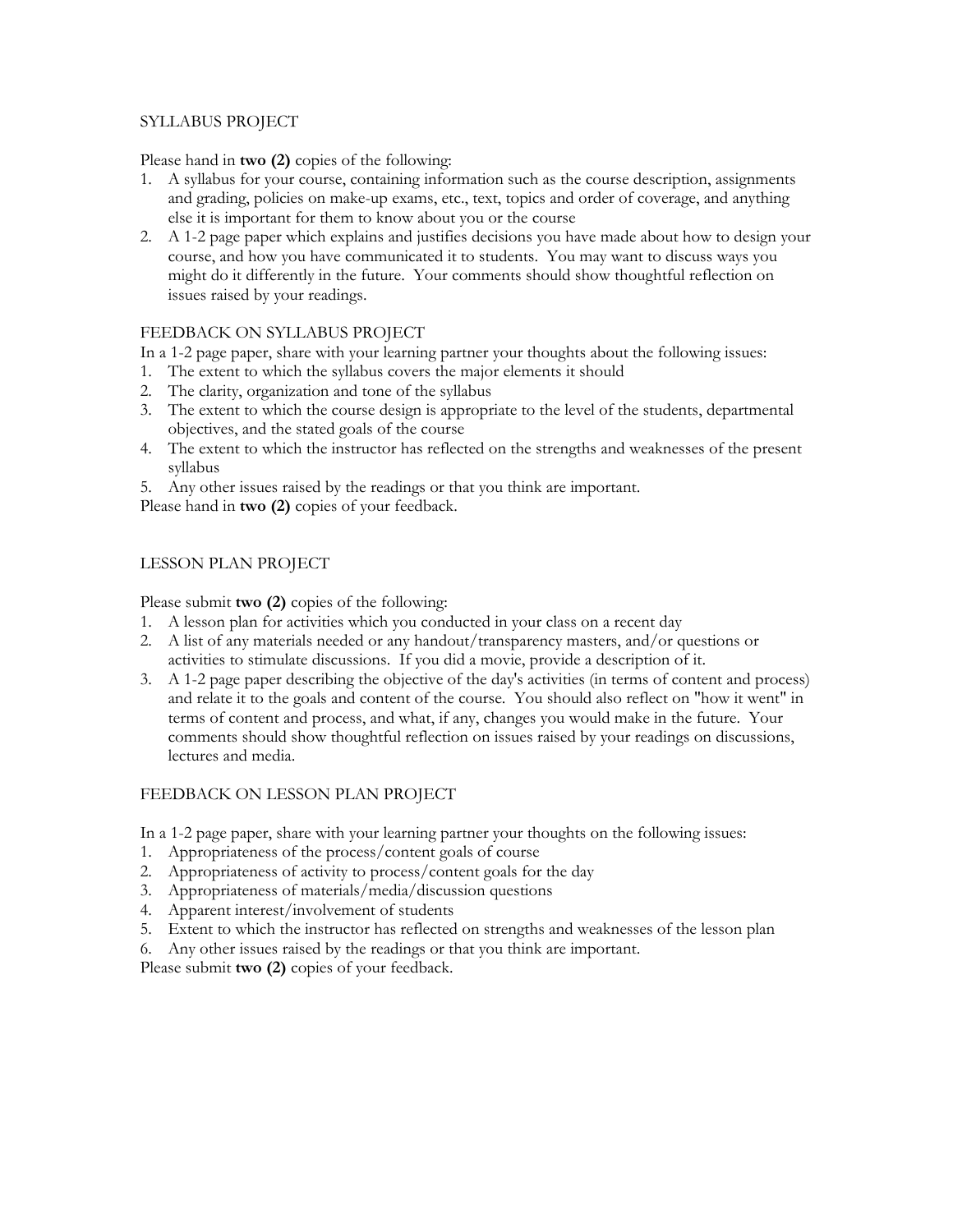## SYLLABUS PROJECT

Please hand in **two (2)** copies of the following:

1. A syllabus for your course, containing information such as the course description, assignments and grading, policies on make-up exams, etc., text, topics and order of coverage, and anything else it is important for them to know about you or the course
2. A 1-2 page paper which explains and justifies decisions you have made about how to design your course, and how you have communicated it to students. You may want to discuss ways you might do it differently in the future. Your comments should show thoughtful reflection on issues raised by your readings.

## FEEDBACK ON SYLLABUS PROJECT

In a 1-2 page paper, share with your learning partner your thoughts about the following issues:

1. The extent to which the syllabus covers the major elements it should
2. The clarity, organization and tone of the syllabus
3. The extent to which the course design is appropriate to the level of the students, departmental objectives, and the stated goals of the course
4. The extent to which the instructor has reflected on the strengths and weaknesses of the present syllabus
5. Any other issues raised by the readings or that you think are important.

Please hand in **two (2)** copies of your feedback.

## LESSON PLAN PROJECT

Please submit **two (2)** copies of the following:

1. A lesson plan for activities which you conducted in your class on a recent day
2. A list of any materials needed or any handout/transparency masters, and/or questions or activities to stimulate discussions. If you did a movie, provide a description of it.
3. A 1-2 page paper describing the objective of the day's activities (in terms of content and process) and relate it to the goals and content of the course. You should also reflect on "how it went" in terms of content and process, and what, if any, changes you would make in the future. Your comments should show thoughtful reflection on issues raised by your readings on discussions, lectures and media.

## FEEDBACK ON LESSON PLAN PROJECT

In a 1-2 page paper, share with your learning partner your thoughts on the following issues:

1. Appropriateness of the process/content goals of course
2. Appropriateness of activity to process/content goals for the day
3. Appropriateness of materials/media/discussion questions
4. Apparent interest/involvement of students
5. Extent to which the instructor has reflected on strengths and weaknesses of the lesson plan
6. Any other issues raised by the readings or that you think are important.

Please submit **two (2)** copies of your feedback.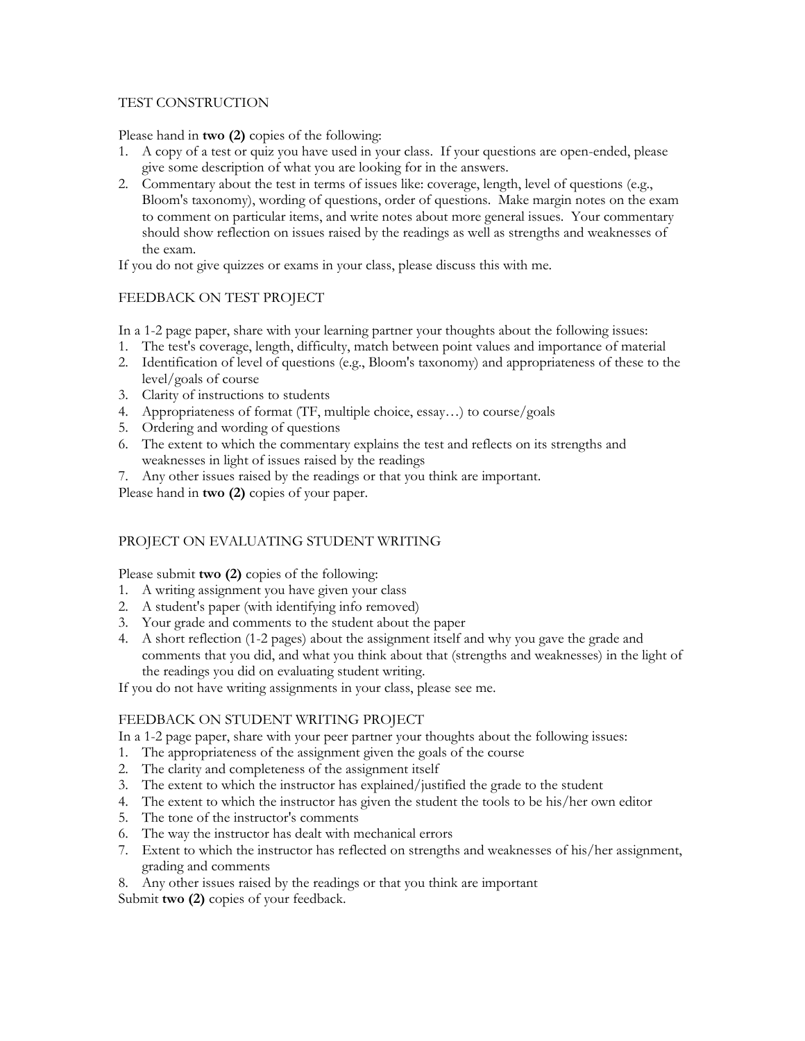## TEST CONSTRUCTION

Please hand in **two (2)** copies of the following:

1. A copy of a test or quiz you have used in your class. If your questions are open-ended, please give some description of what you are looking for in the answers.
2. Commentary about the test in terms of issues like: coverage, length, level of questions (e.g., Bloom's taxonomy), wording of questions, order of questions. Make margin notes on the exam to comment on particular items, and write notes about more general issues. Your commentary should show reflection on issues raised by the readings as well as strengths and weaknesses of the exam.

If you do not give quizzes or exams in your class, please discuss this with me.

## FEEDBACK ON TEST PROJECT

In a 1-2 page paper, share with your learning partner your thoughts about the following issues:

1. The test's coverage, length, difficulty, match between point values and importance of material
2. Identification of level of questions (e.g., Bloom's taxonomy) and appropriateness of these to the level/goals of course
3. Clarity of instructions to students
4. Appropriateness of format (TF, multiple choice, essay…) to course/goals
5. Ordering and wording of questions
6. The extent to which the commentary explains the test and reflects on its strengths and weaknesses in light of issues raised by the readings
7. Any other issues raised by the readings or that you think are important.

Please hand in **two (2)** copies of your paper.

## PROJECT ON EVALUATING STUDENT WRITING

Please submit **two (2)** copies of the following:

1. A writing assignment you have given your class
2. A student's paper (with identifying info removed)
3. Your grade and comments to the student about the paper
4. A short reflection (1-2 pages) about the assignment itself and why you gave the grade and comments that you did, and what you think about that (strengths and weaknesses) in the light of the readings you did on evaluating student writing.

If you do not have writing assignments in your class, please see me.

## FEEDBACK ON STUDENT WRITING PROJECT

In a 1-2 page paper, share with your peer partner your thoughts about the following issues:

1. The appropriateness of the assignment given the goals of the course
2. The clarity and completeness of the assignment itself
3. The extent to which the instructor has explained/justified the grade to the student
4. The extent to which the instructor has given the student the tools to be his/her own editor
5. The tone of the instructor's comments
6. The way the instructor has dealt with mechanical errors
7. Extent to which the instructor has reflected on strengths and weaknesses of his/her assignment, grading and comments
8. Any other issues raised by the readings or that you think are important

Submit **two (2)** copies of your feedback.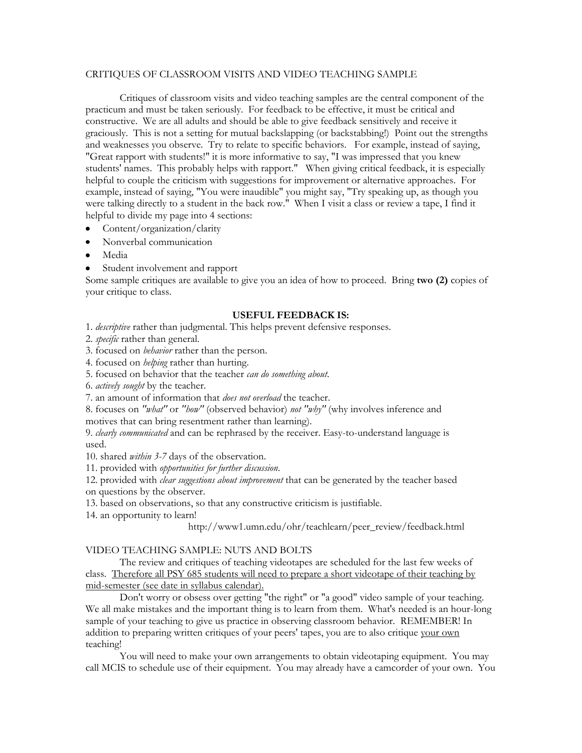## CRITIQUES OF CLASSROOM VISITS AND VIDEO TEACHING SAMPLE

Critiques of classroom visits and video teaching samples are the central component of the practicum and must be taken seriously. For feedback to be effective, it must be critical and constructive. We are all adults and should be able to give feedback sensitively and receive it graciously. This is not a setting for mutual backslapping (or backstabbing!) Point out the strengths and weaknesses you observe. Try to relate to specific behaviors. For example, instead of saying, "Great rapport with students!" it is more informative to say, "I was impressed that you knew students' names. This probably helps with rapport." When giving critical feedback, it is especially helpful to couple the criticism with suggestions for improvement or alternative approaches. For example, instead of saying, "You were inaudible" you might say, "Try speaking up, as though you were talking directly to a student in the back row." When I visit a class or review a tape, I find it helpful to divide my page into 4 sections:

- Content/organization/clarity
- Nonverbal communication
- Media
- Student involvement and rapport

Some sample critiques are available to give you an idea of how to proceed. Bring **two (2)** copies of your critique to class.

### USEFUL FEEDBACK IS:

1. *descriptive* rather than judgmental. This helps prevent defensive responses.
2. *specific* rather than general.
3. focused on *behavior* rather than the person.
4. focused on *helping* rather than hurting.
5. focused on behavior that the teacher *can do something about*.
6. *actively sought* by the teacher.
7. an amount of information that *does not overload* the teacher.
8. focuses on *"what"* or *"how"* (observed behavior) *not "why"* (why involves inference and motives that can bring resentment rather than learning).
9. *clearly communicated* and can be rephrased by the receiver. Easy-to-understand language is used.
10. shared *within 3-7* days of the observation.
11. provided with *opportunities for further discussion*.
12. provided with *clear suggestions about improvement* that can be generated by the teacher based on questions by the observer.
13. based on observations, so that any constructive criticism is justifiable.
14. an opportunity to learn!

http://www1.umn.edu/ohr/teachlearn/peer_review/feedback.html

## VIDEO TEACHING SAMPLE: NUTS AND BOLTS

The review and critiques of teaching videotapes are scheduled for the last few weeks of class. <u>Therefore all PSY 685 students will need to prepare a short videotape of their teaching by mid-semester (see date in syllabus calendar).</u>

Don't worry or obsess over getting "the right" or "a good" video sample of your teaching. We all make mistakes and the important thing is to learn from them. What's needed is an hour-long sample of your teaching to give us practice in observing classroom behavior. REMEMBER! In addition to preparing written critiques of your peers' tapes, you are to also critique <u>your own</u> teaching!

You will need to make your own arrangements to obtain videotaping equipment. You may call MCIS to schedule use of their equipment. You may already have a camcorder of your own. You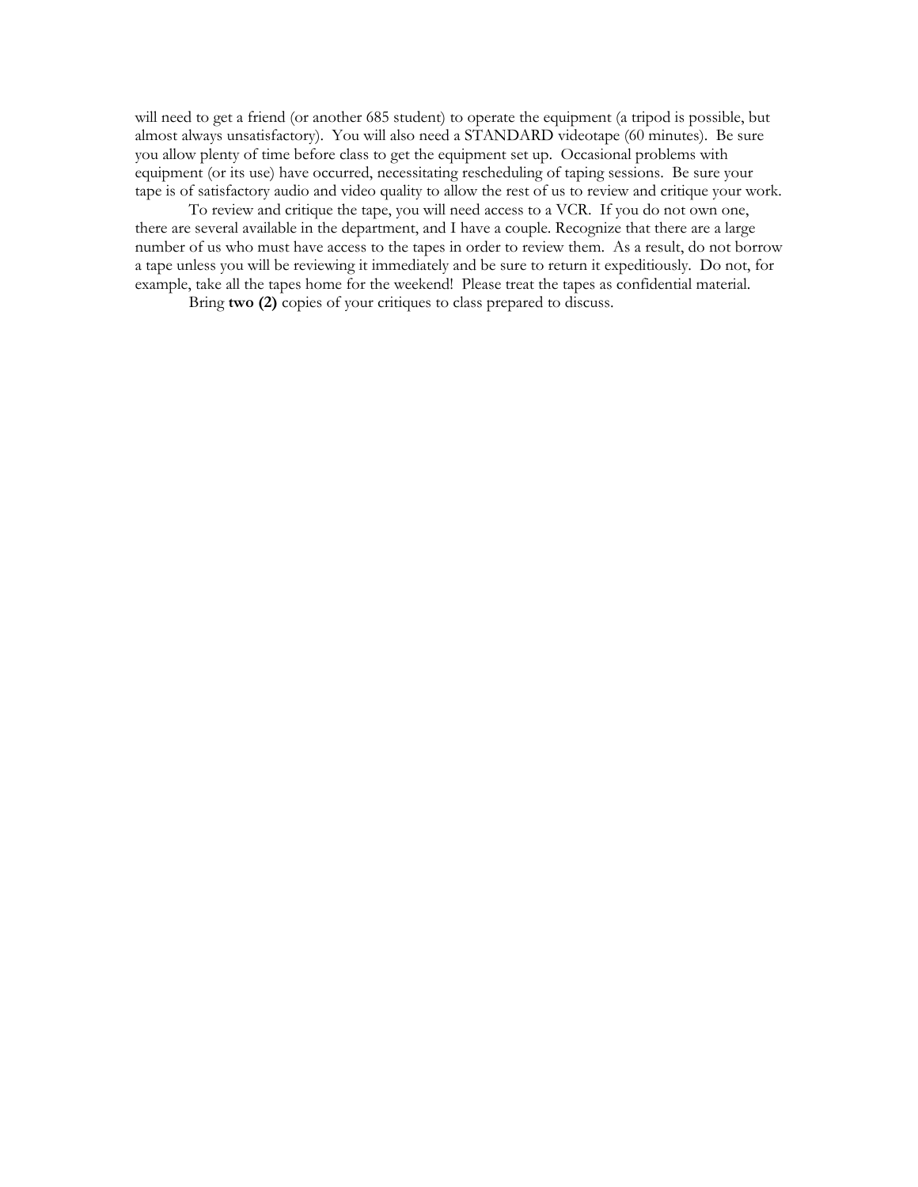will need to get a friend (or another 685 student) to operate the equipment (a tripod is possible, but almost always unsatisfactory). You will also need a STANDARD videotape (60 minutes). Be sure you allow plenty of time before class to get the equipment set up. Occasional problems with equipment (or its use) have occurred, necessitating rescheduling of taping sessions. Be sure your tape is of satisfactory audio and video quality to allow the rest of us to review and critique your work.

To review and critique the tape, you will need access to a VCR. If you do not own one, there are several available in the department, and I have a couple. Recognize that there are a large number of us who must have access to the tapes in order to review them. As a result, do not borrow a tape unless you will be reviewing it immediately and be sure to return it expeditiously. Do not, for example, take all the tapes home for the weekend! Please treat the tapes as confidential material.

Bring **two (2)** copies of your critiques to class prepared to discuss.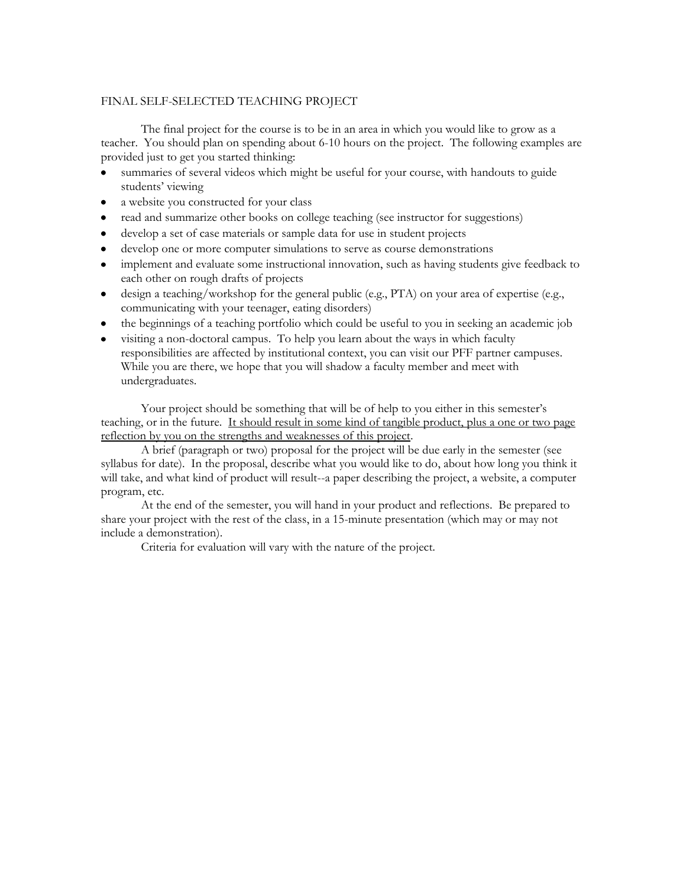## FINAL SELF-SELECTED TEACHING PROJECT

The final project for the course is to be in an area in which you would like to grow as a teacher. You should plan on spending about 6-10 hours on the project. The following examples are provided just to get you started thinking:

- summaries of several videos which might be useful for your course, with handouts to guide students' viewing
- a website you constructed for your class
- read and summarize other books on college teaching (see instructor for suggestions)
- develop a set of case materials or sample data for use in student projects
- develop one or more computer simulations to serve as course demonstrations
- implement and evaluate some instructional innovation, such as having students give feedback to each other on rough drafts of projects
- design a teaching/workshop for the general public (e.g., PTA) on your area of expertise (e.g., communicating with your teenager, eating disorders)
- the beginnings of a teaching portfolio which could be useful to you in seeking an academic job
- visiting a non-doctoral campus. To help you learn about the ways in which faculty responsibilities are affected by institutional context, you can visit our PFF partner campuses. While you are there, we hope that you will shadow a faculty member and meet with undergraduates.

Your project should be something that will be of help to you either in this semester's teaching, or in the future. <u>It should result in some kind of tangible product, plus a one or two page reflection by you on the strengths and weaknesses of this project</u>.

A brief (paragraph or two) proposal for the project will be due early in the semester (see syllabus for date). In the proposal, describe what you would like to do, about how long you think it will take, and what kind of product will result--a paper describing the project, a website, a computer program, etc.

At the end of the semester, you will hand in your product and reflections. Be prepared to share your project with the rest of the class, in a 15-minute presentation (which may or may not include a demonstration).

Criteria for evaluation will vary with the nature of the project.